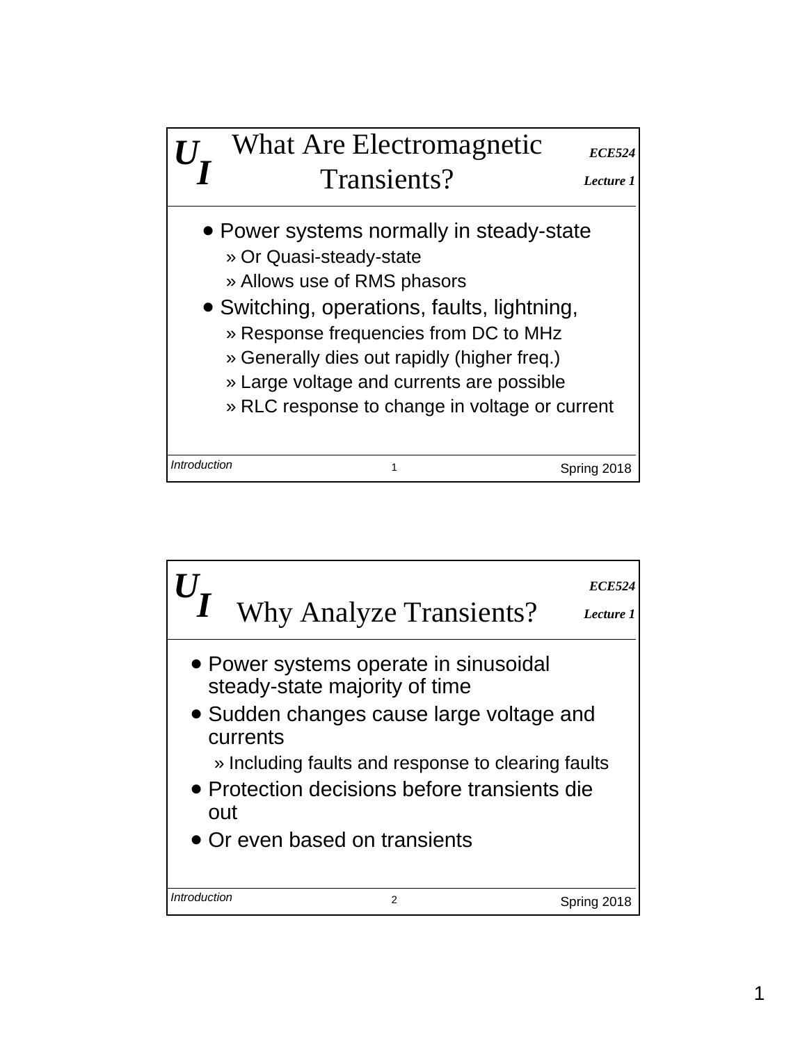## What Are Electromagnetic Transients?

- Power systems normally in steady-state
  - » Or Quasi-steady-state
  - » Allows use of RMS phasors
- Switching, operations, faults, lightning,
  - » Response frequencies from DC to MHz
  - » Generally dies out rapidly (higher freq.)
  - » Large voltage and currents are possible
  - » RLC response to change in voltage or current

## Why Analyze Transients?

- Power systems operate in sinusoidal steady-state majority of time
- Sudden changes cause large voltage and currents
  - » Including faults and response to clearing faults
- Protection decisions before transients die out
- Or even based on transients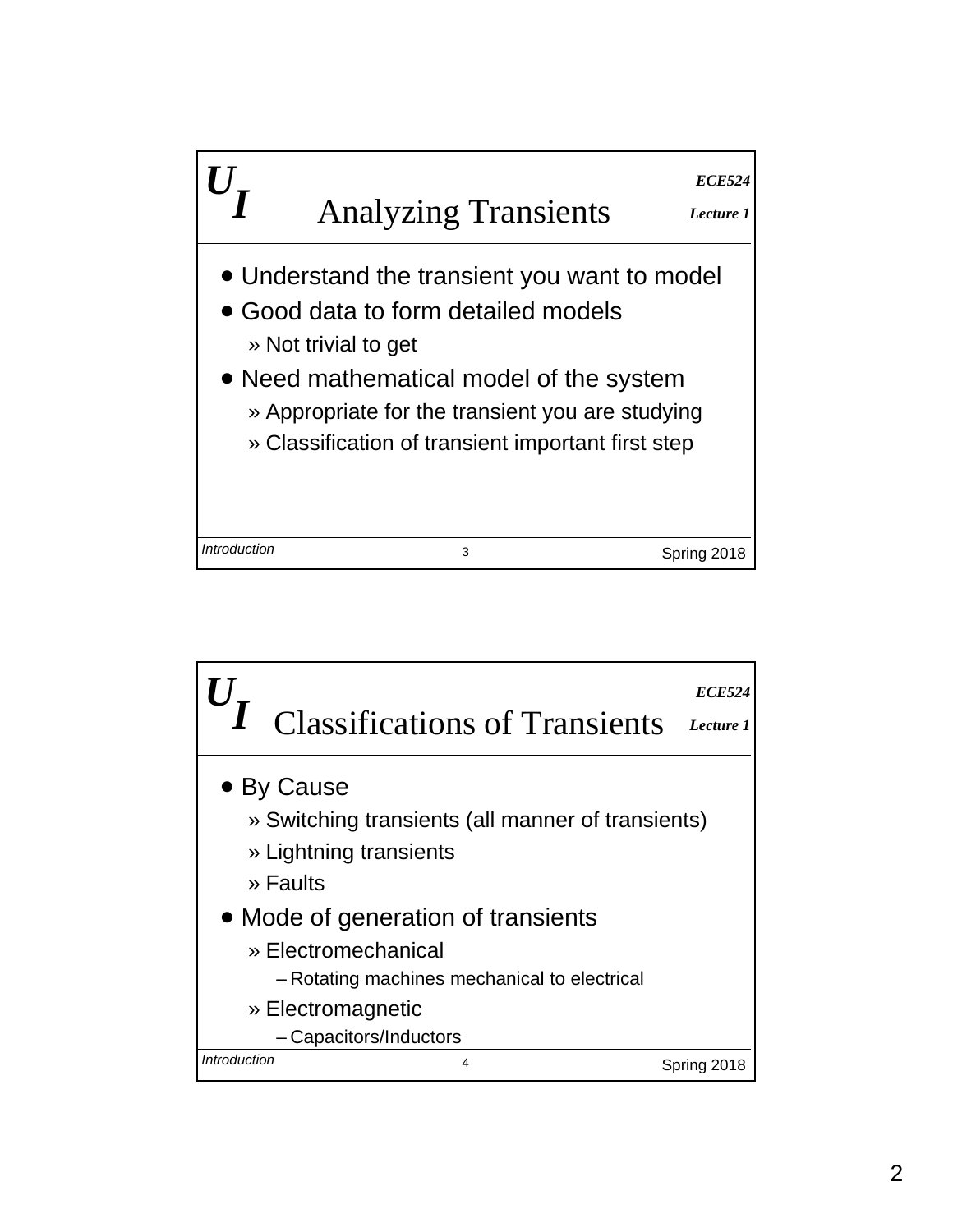## Analyzing Transients

- Understand the transient you want to model
- Good data to form detailed models
  - » Not trivial to get
- Need mathematical model of the system
  - » Appropriate for the transient you are studying
  - » Classification of transient important first step

## Classifications of Transients

- By Cause
  - » Switching transients (all manner of transients)
  - » Lightning transients
  - » Faults
- Mode of generation of transients
  - » Electromechanical
    - – Rotating machines mechanical to electrical
  - » Electromagnetic
    - – Capacitors/Inductors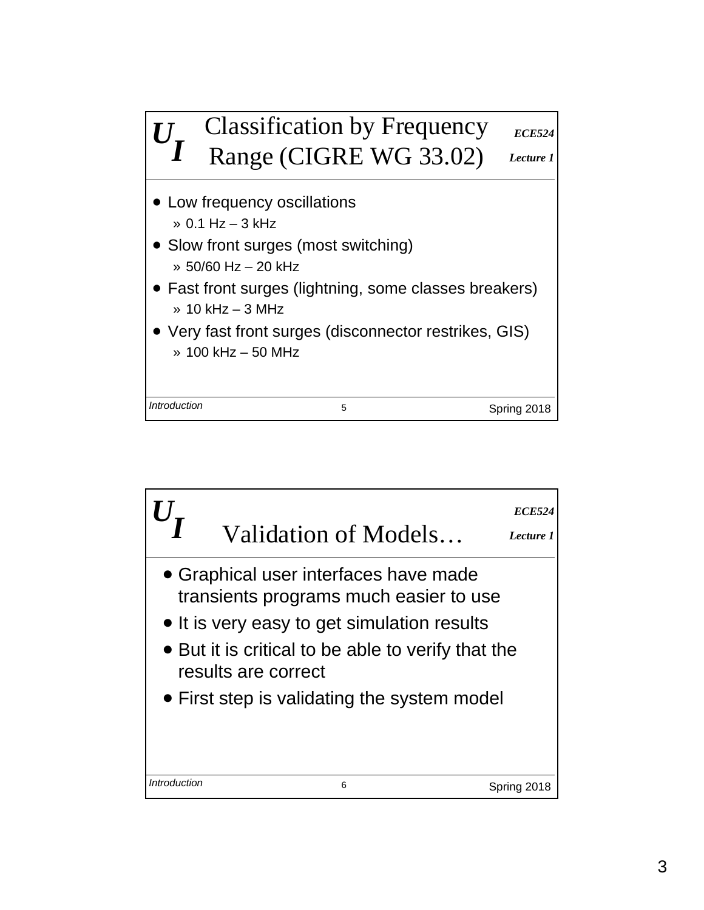## Classification by Frequency Range (CIGRE WG 33.02)

- Low frequency oscillations
  - » 0.1 Hz – 3 kHz
- Slow front surges (most switching)
  - » 50/60 Hz – 20 kHz
- Fast front surges (lightning, some classes breakers)
  - » 10 kHz – 3 MHz
- Very fast front surges (disconnector restrikes, GIS)
  - » 100 kHz – 50 MHz

## Validation of Models…

- Graphical user interfaces have made transients programs much easier to use
- It is very easy to get simulation results
- But it is critical to be able to verify that the results are correct
- First step is validating the system model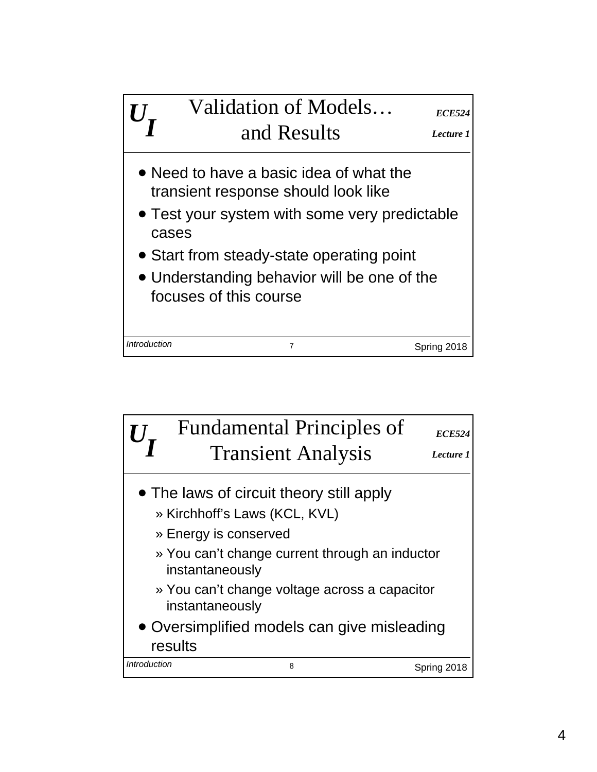## Validation of Models… and Results

- Need to have a basic idea of what the transient response should look like
- Test your system with some very predictable cases
- Start from steady-state operating point
- Understanding behavior will be one of the focuses of this course

## Fundamental Principles of Transient Analysis

- The laws of circuit theory still apply
  - » Kirchhoff's Laws (KCL, KVL)
  - » Energy is conserved
  - » You can't change current through an inductor instantaneously
  - » You can't change voltage across a capacitor instantaneously
- Oversimplified models can give misleading results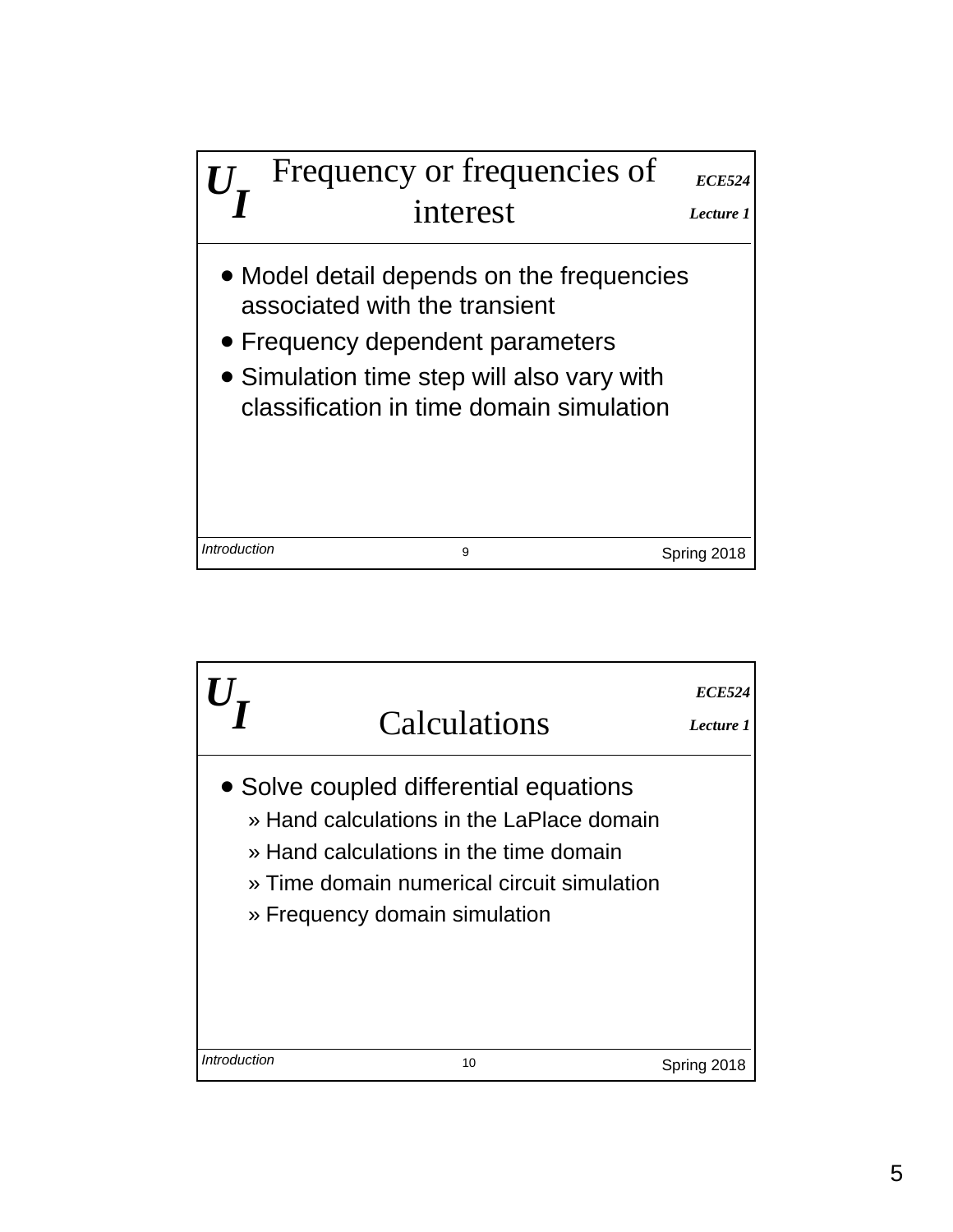## Frequency or frequencies of interest

- Model detail depends on the frequencies associated with the transient
- Frequency dependent parameters
- Simulation time step will also vary with classification in time domain simulation

## Calculations

- Solve coupled differential equations
  - » Hand calculations in the LaPlace domain
  - » Hand calculations in the time domain
  - » Time domain numerical circuit simulation
  - » Frequency domain simulation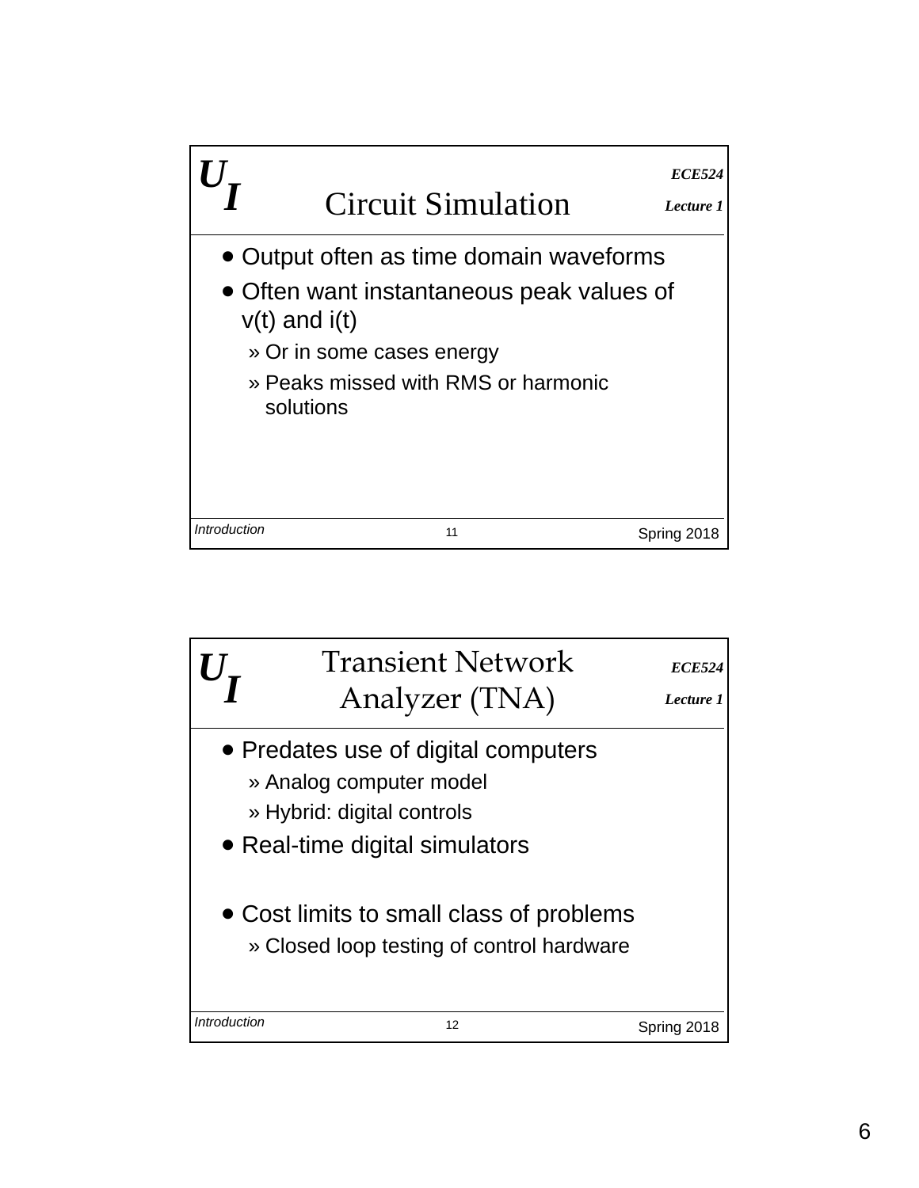## Circuit Simulation

- Output often as time domain waveforms
- Often want instantaneous peak values of v(t) and i(t)
  - Or in some cases energy
  - Peaks missed with RMS or harmonic solutions

## Transient Network Analyzer (TNA)

- Predates use of digital computers
  - Analog computer model
  - Hybrid: digital controls
- Real-time digital simulators
- Cost limits to small class of problems
  - Closed loop testing of control hardware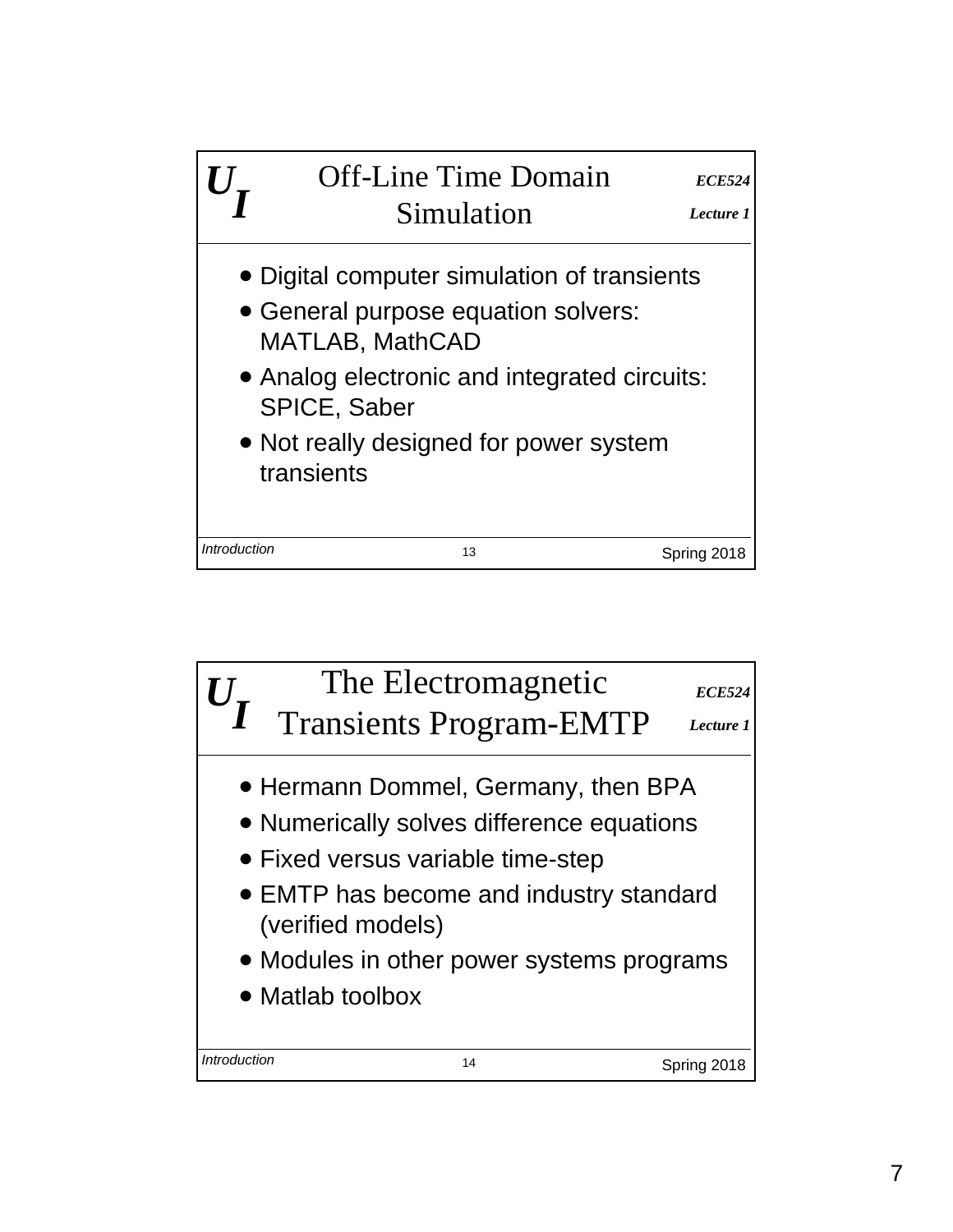## Off-Line Time Domain Simulation

- Digital computer simulation of transients
- General purpose equation solvers: MATLAB, MathCAD
- Analog electronic and integrated circuits: SPICE, Saber
- Not really designed for power system transients

## The Electromagnetic Transients Program-EMTP

- Hermann Dommel, Germany, then BPA
- Numerically solves difference equations
- Fixed versus variable time-step
- EMTP has become and industry standard (verified models)
- Modules in other power systems programs
- Matlab toolbox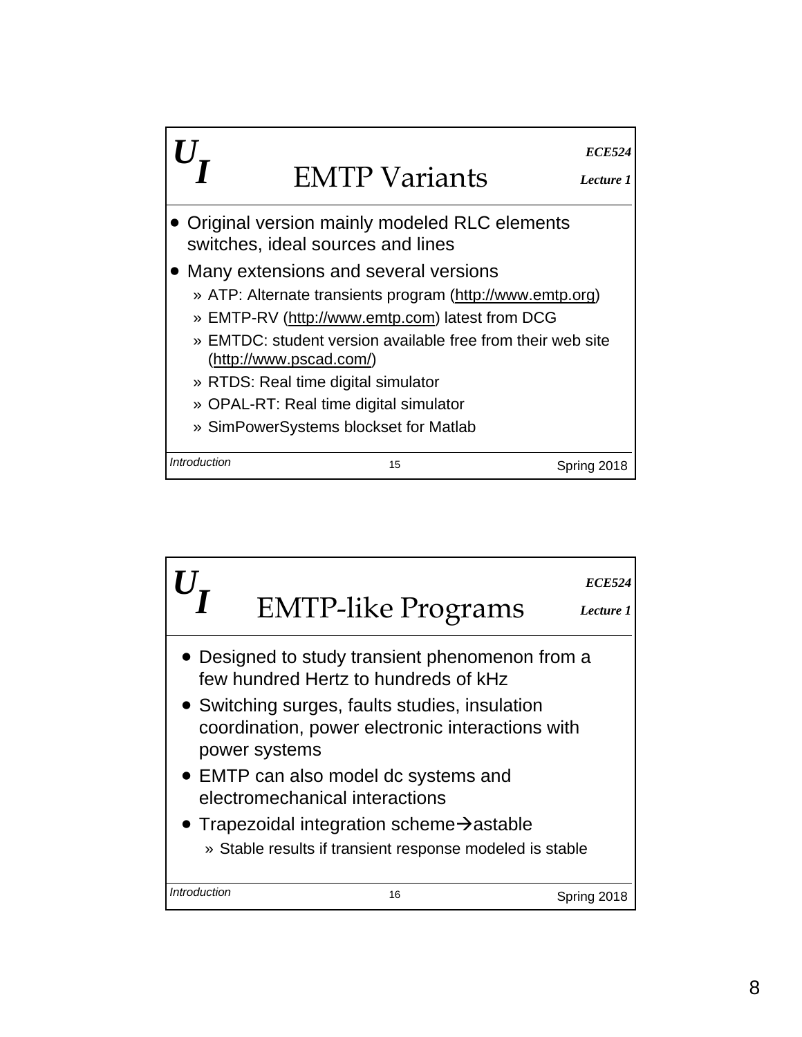## EMTP Variants

- Original version mainly modeled RLC elements switches, ideal sources and lines
- Many extensions and several versions
  - » ATP: Alternate transients program (http://www.emtp.org)
  - » EMTP-RV (http://www.emtp.com) latest from DCG
  - » EMTDC: student version available free from their web site (http://www.pscad.com/)
  - » RTDS: Real time digital simulator
  - » OPAL-RT: Real time digital simulator
  - » SimPowerSystems blockset for Matlab

## EMTP-like Programs

- Designed to study transient phenomenon from a few hundred Hertz to hundreds of kHz
- Switching surges, faults studies, insulation coordination, power electronic interactions with power systems
- EMTP can also model dc systems and electromechanical interactions
- Trapezoidal integration scheme→astable
  - » Stable results if transient response modeled is stable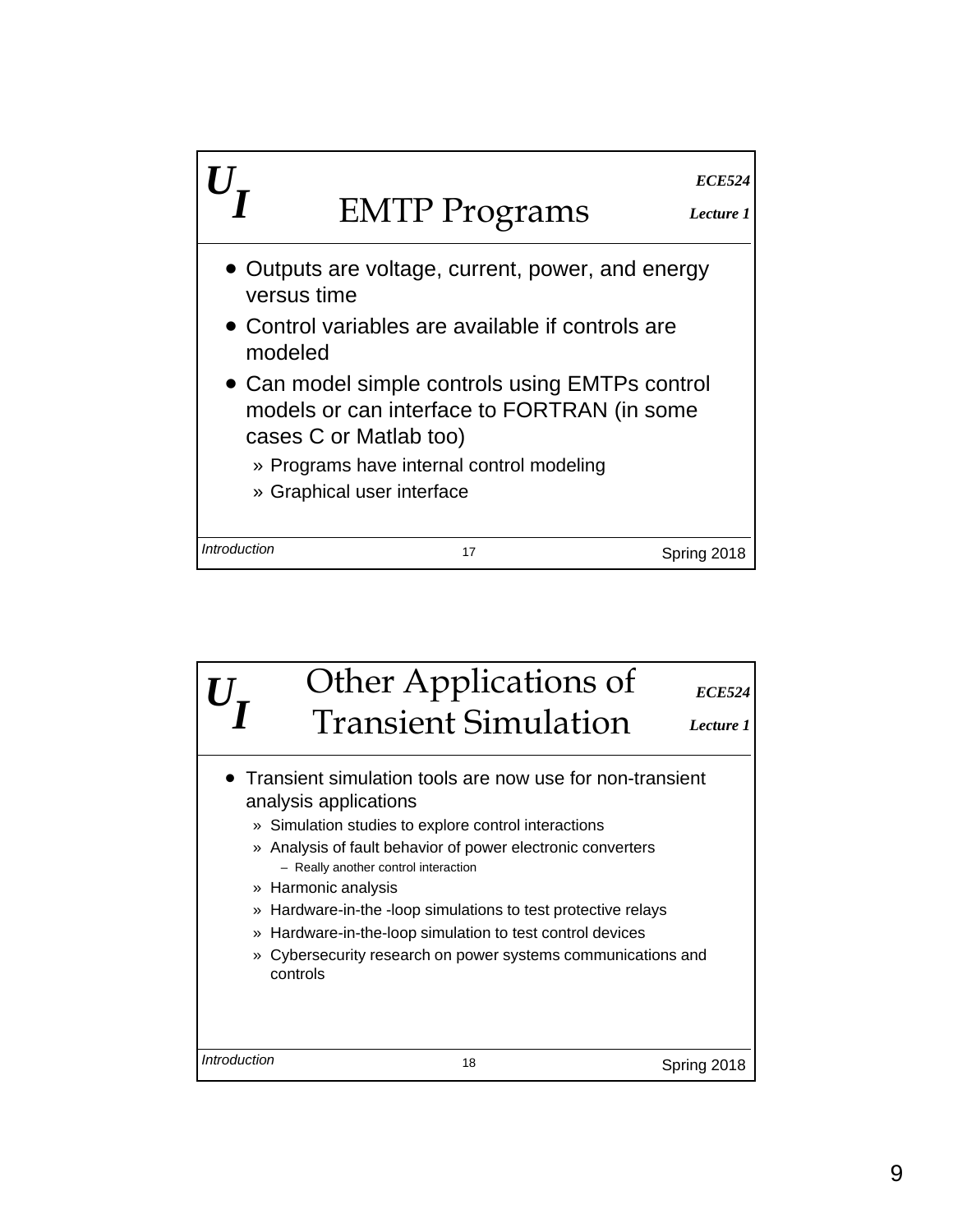## EMTP Programs

- Outputs are voltage, current, power, and energy versus time
- Control variables are available if controls are modeled
- Can model simple controls using EMTPs control models or can interface to FORTRAN (in some cases C or Matlab too)
  - » Programs have internal control modeling
  - » Graphical user interface

## Other Applications of Transient Simulation

- Transient simulation tools are now use for non-transient analysis applications
  - » Simulation studies to explore control interactions
  - » Analysis of fault behavior of power electronic converters
    - – Really another control interaction
  - » Harmonic analysis
  - » Hardware-in-the -loop simulations to test protective relays
  - » Hardware-in-the-loop simulation to test control devices
  - » Cybersecurity research on power systems communications and controls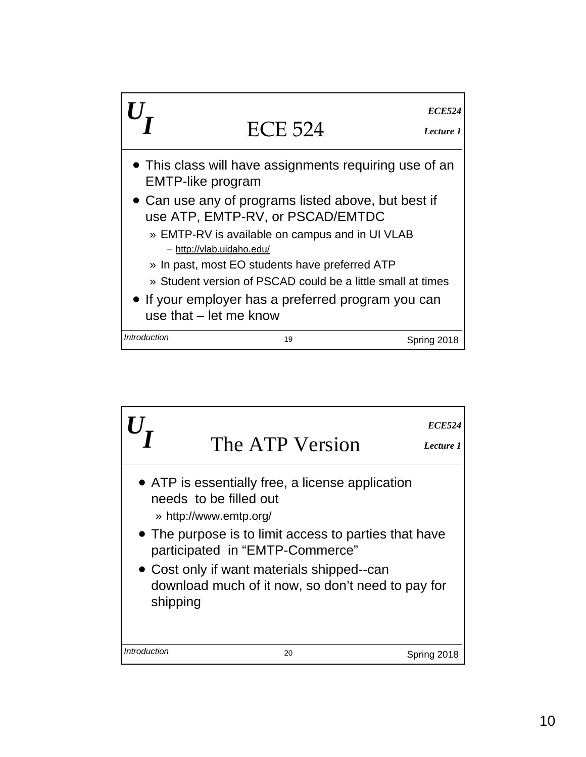## ECE 524

- This class will have assignments requiring use of an EMTP-like program
- Can use any of programs listed above, but best if use ATP, EMTP-RV, or PSCAD/EMTDC
  - » EMTP-RV is available on campus and in UI VLAB
    - – http://vlab.uidaho.edu/
  - » In past, most EO students have preferred ATP
  - » Student version of PSCAD could be a little small at times
- If your employer has a preferred program you can use that – let me know

## The ATP Version

- ATP is essentially free, a license application needs to be filled out
  - » http://www.emtp.org/
- The purpose is to limit access to parties that have participated in "EMTP-Commerce"
- Cost only if want materials shipped--can download much of it now, so don't need to pay for shipping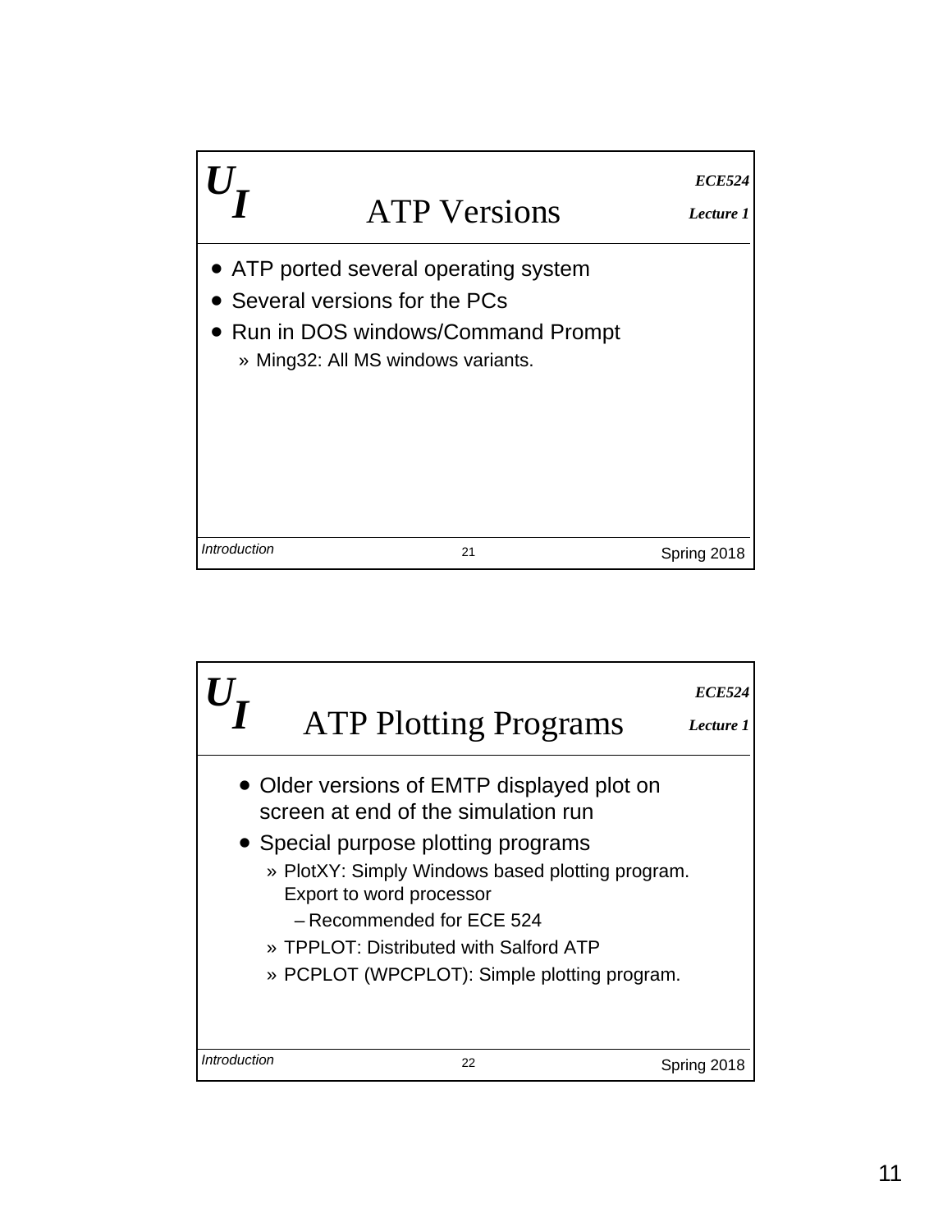## ATP Versions

- ATP ported several operating system
- Several versions for the PCs
- Run in DOS windows/Command Prompt
  - » Ming32: All MS windows variants.

## ATP Plotting Programs

- Older versions of EMTP displayed plot on screen at end of the simulation run
- Special purpose plotting programs
  - » PlotXY: Simply Windows based plotting program. Export to word processor
    - – Recommended for ECE 524
  - » TPPLOT: Distributed with Salford ATP
  - » PCPLOT (WPCPLOT): Simple plotting program.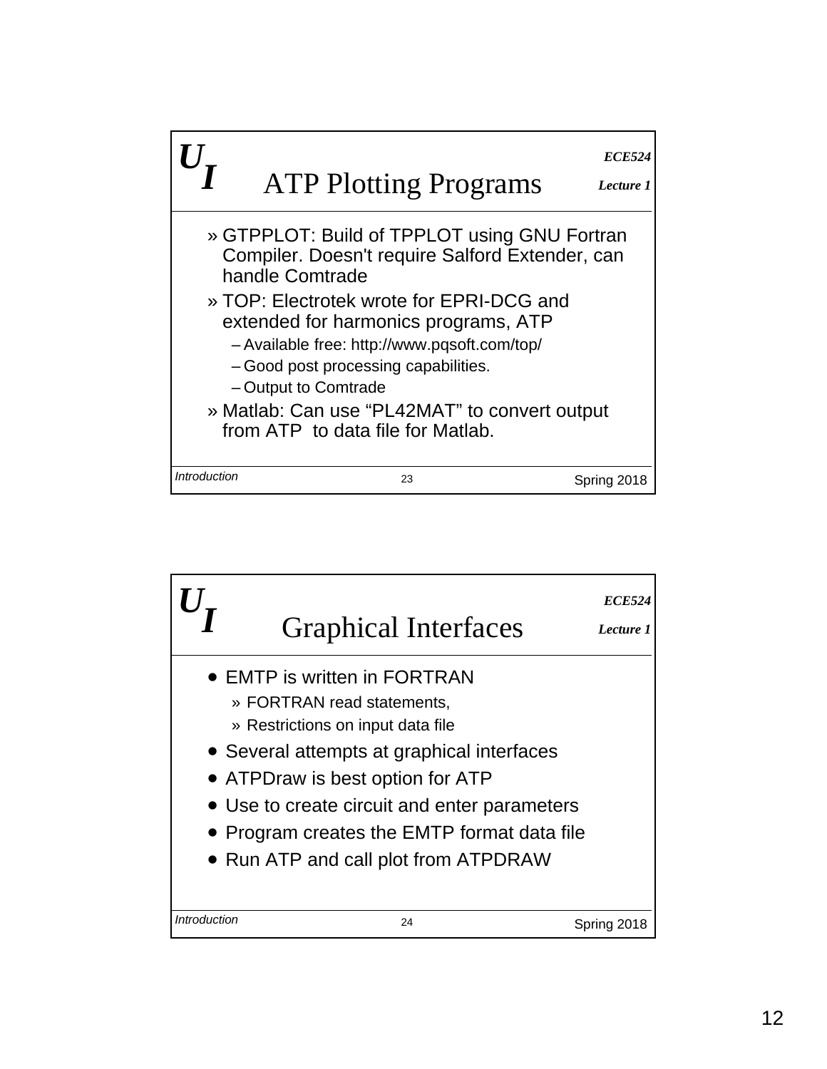## ATP Plotting Programs

- » GTPPLOT: Build of TPPLOT using GNU Fortran Compiler. Doesn't require Salford Extender, can handle Comtrade
- » TOP: Electrotek wrote for EPRI-DCG and extended for harmonics programs, ATP
  - – Available free: http://www.pqsoft.com/top/
  - – Good post processing capabilities.
  - – Output to Comtrade
- » Matlab: Can use “PL42MAT” to convert output from ATP to data file for Matlab.

## Graphical Interfaces

- EMTP is written in FORTRAN
  - » FORTRAN read statements,
  - » Restrictions on input data file
- Several attempts at graphical interfaces
- ATPDraw is best option for ATP
- Use to create circuit and enter parameters
- Program creates the EMTP format data file
- Run ATP and call plot from ATPDRAW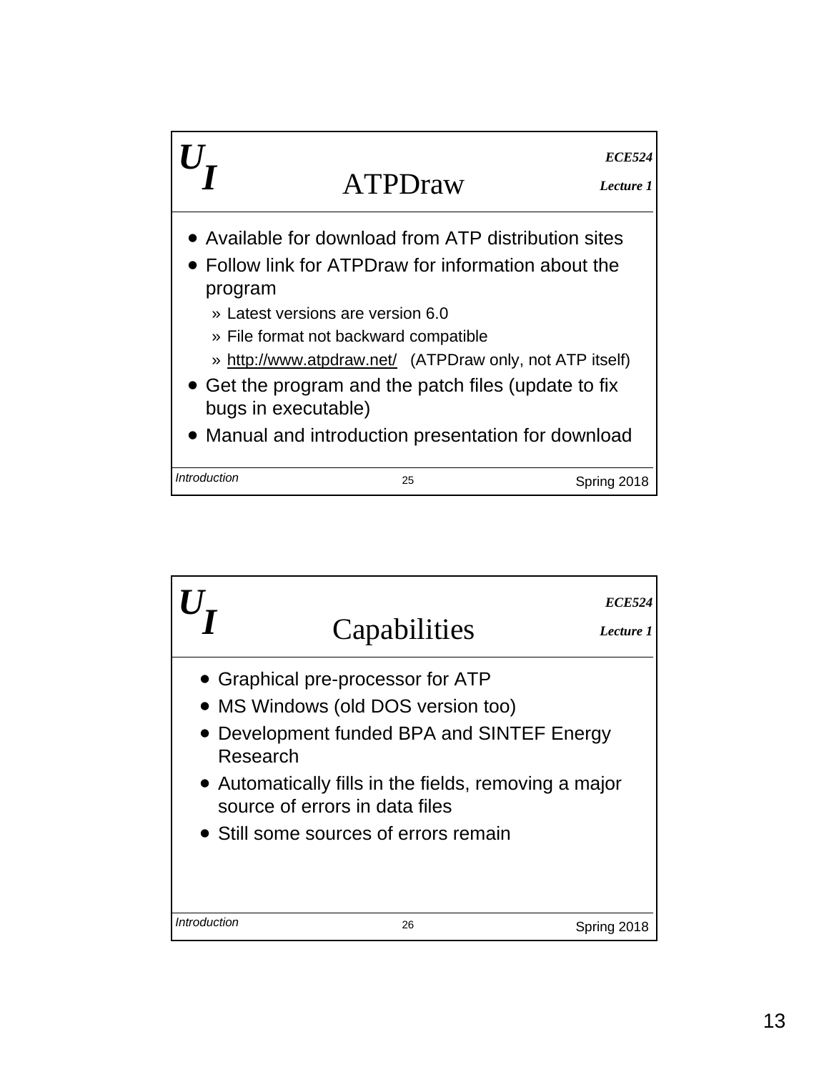## ATPDraw

- Available for download from ATP distribution sites
- Follow link for ATPDraw for information about the program
  - » Latest versions are version 6.0
  - » File format not backward compatible
  - » http://www.atpdraw.net/ (ATPDraw only, not ATP itself)
- Get the program and the patch files (update to fix bugs in executable)
- Manual and introduction presentation for download

## Capabilities

- Graphical pre-processor for ATP
- MS Windows (old DOS version too)
- Development funded BPA and SINTEF Energy Research
- Automatically fills in the fields, removing a major source of errors in data files
- Still some sources of errors remain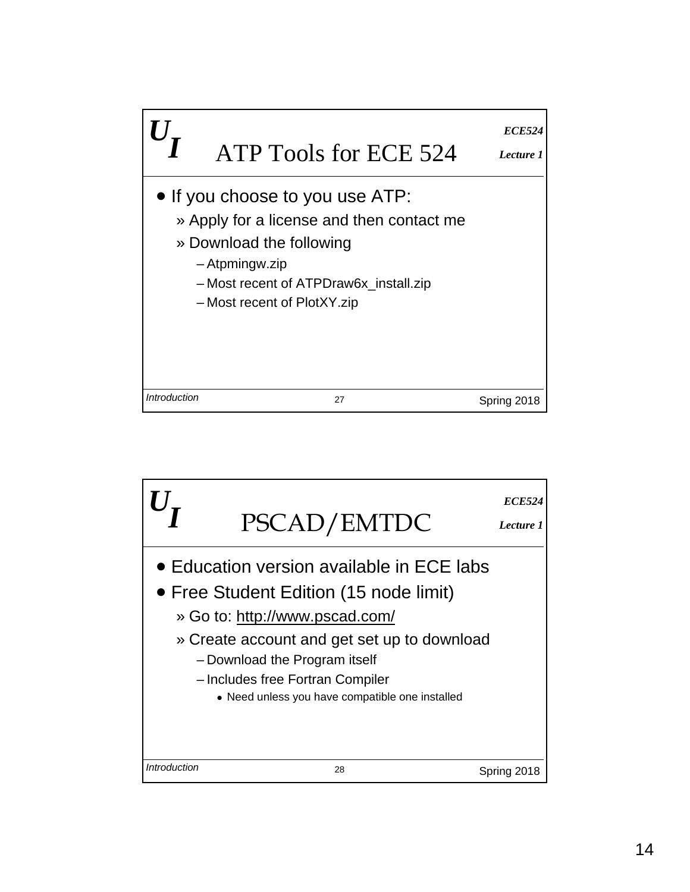## ATP Tools for ECE 524

- If you choose to you use ATP:
  - » Apply for a license and then contact me
  - » Download the following
    - – Atpmingw.zip
    - – Most recent of ATPDraw6x_install.zip
    - – Most recent of PlotXY.zip

## PSCAD/EMTDC

- Education version available in ECE labs
- Free Student Edition (15 node limit)
  - » Go to: http://www.pscad.com/
  - » Create account and get set up to download
    - – Download the Program itself
    - – Includes free Fortran Compiler
      - Need unless you have compatible one installed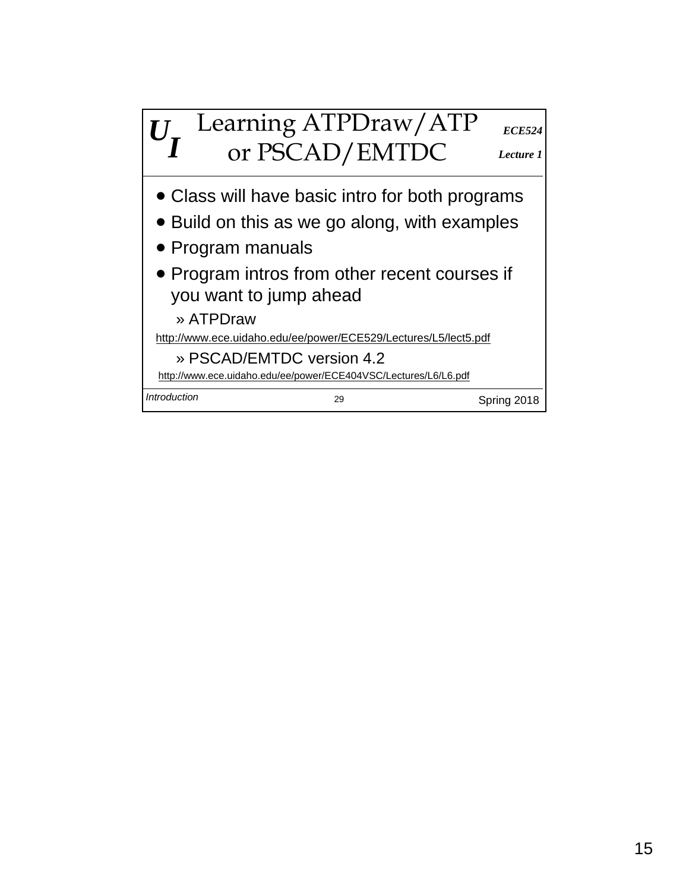# Learning ATPDraw/ATP or PSCAD/EMTDC

*ECE524*

*Lecture 1*

- Class will have basic intro for both programs
- Build on this as we go along, with examples
- Program manuals
- Program intros from other recent courses if you want to jump ahead
  - » ATPDraw

http://www.ece.uidaho.edu/ee/power/ECE529/Lectures/L5/lect5.pdf

  - » PSCAD/EMTDC version 4.2

http://www.ece.uidaho.edu/ee/power/ECE404VSC/Lectures/L6/L6.pdf